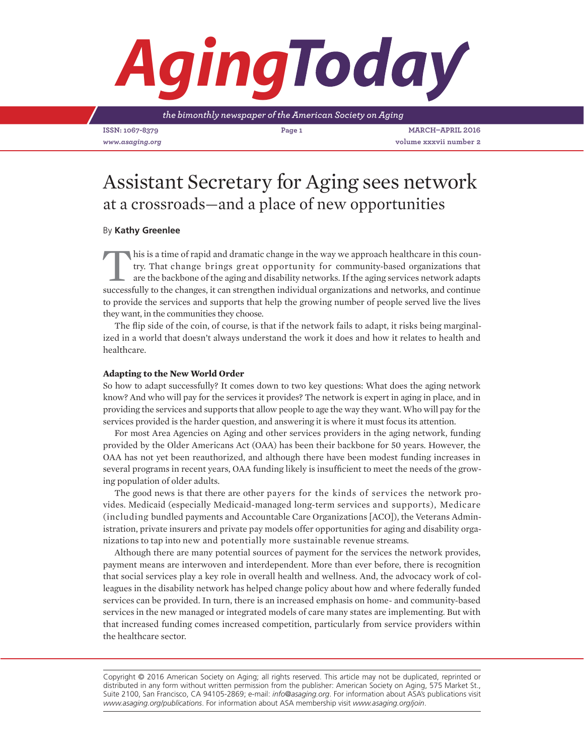# Assistant Secretary for Aging sees network at a crossroads—and a place of new opportunities

By **Kathy Greenlee**

This is a time of rapid and dramatic change in the way we approach healthcare in this country. That change brings great opportunity for community-based organizations that are the backbone of the aging and disability networks. If the aging services network adapts successfully to the changes, it can strengthen individual organizations and networks, and continue to provide the services and supports that help the growing number of people served live the lives they want, in the communities they choose.

The flip side of the coin, of course, is that if the network fails to adapt, it risks being marginalized in a world that doesn't always understand the work it does and how it relates to health and healthcare.

### Adapting to the New World Order

So how to adapt successfully? It comes down to two key questions: What does the aging network know? And who will pay for the services it provides? The network is expert in aging in place, and in providing the services and supports that allow people to age the way they want. Who will pay for the services provided is the harder question, and answering it is where it must focus its attention.

For most Area Agencies on Aging and other services providers in the aging network, funding provided by the Older Americans Act (OAA) has been their backbone for 50 years. However, the OAA has not yet been reauthorized, and although there have been modest funding increases in several programs in recent years, OAA funding likely is insufficient to meet the needs of the growing population of older adults.

The good news is that there are other payers for the kinds of services the network provides. Medicaid (especially Medicaid-managed long-term services and supports), Medicare (including bundled payments and Accountable Care Organizations [ACO]), the Veterans Administration, private insurers and private pay models offer opportunities for aging and disability organizations to tap into new and potentially more sustainable revenue streams.

Although there are many potential sources of payment for the services the network provides, payment means are interwoven and interdependent. More than ever before, there is recognition that social services play a key role in overall health and wellness. And, the advocacy work of colleagues in the disability network has helped change policy about how and where federally funded services can be provided. In turn, there is an increased emphasis on home- and community-based services in the new managed or integrated models of care many states are implementing. But with that increased funding comes increased competition, particularly from service providers within the healthcare sector.

Copyright © 2016 American Society on Aging; all rights reserved. This article may not be duplicated, reprinted or distributed in any form without written permission from the publisher: American Society on Aging, 575 Market St., Suite 2100, San Francisco, CA 94105-2869; e-mail: *info@asaging.org*. For information about ASA's publications visit *www.asaging.org/publications*. For information about ASA membership visit *www.asaging.org/join*.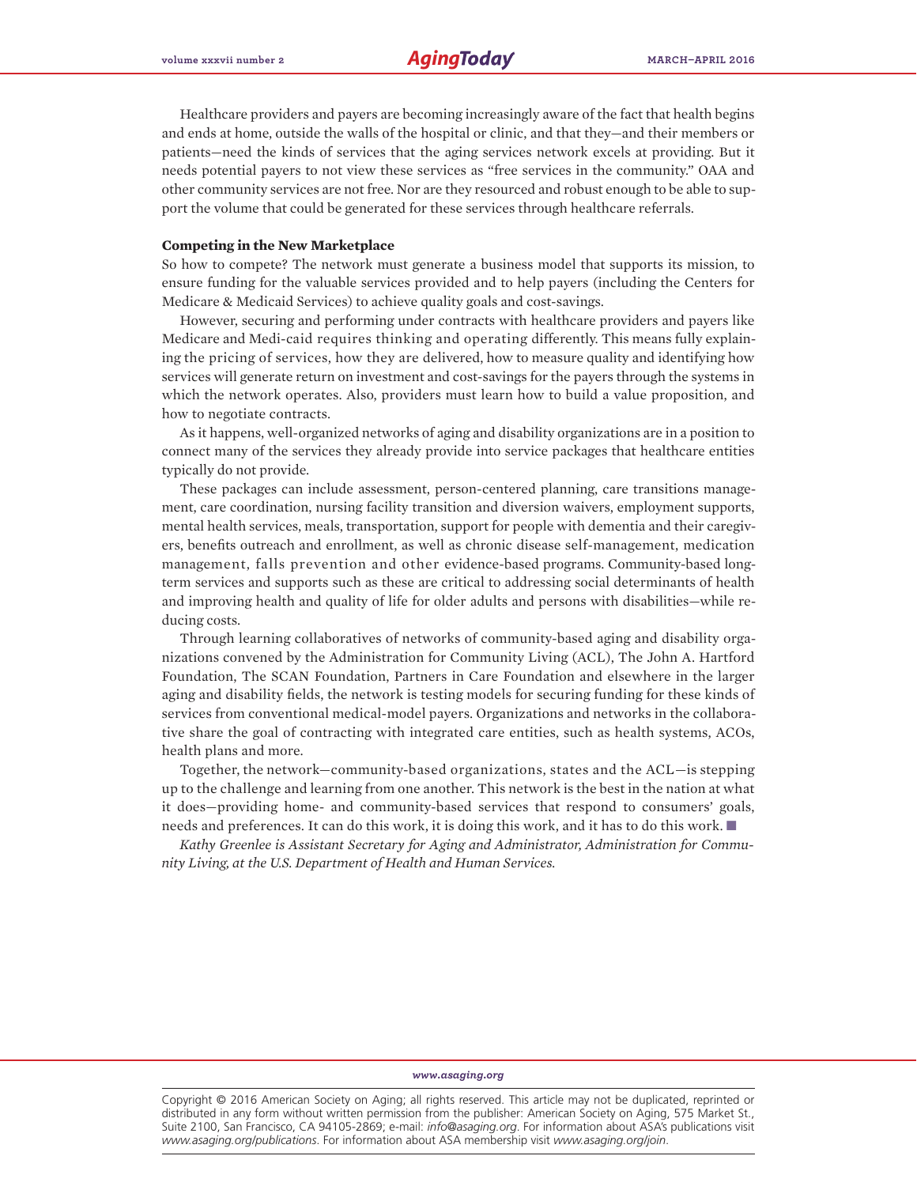Healthcare providers and payers are becoming increasingly aware of the fact that health begins and ends at home, outside the walls of the hospital or clinic, and that they—and their members or patients—need the kinds of services that the aging services network excels at providing. But it needs potential payers to not view these services as "free services in the community." OAA and other community services are not free. Nor are they resourced and robust enough to be able to support the volume that could be generated for these services through healthcare referrals.

**Competing in the New Marketplace**

So how to compete? The network must generate a business model that supports its mission, to ensure funding for the valuable services provided and to help payers (including the Centers for Medicare & Medicaid Services) to achieve quality goals and cost-savings.

However, securing and performing under contracts with healthcare providers and payers like Medicare and Medi-caid requires thinking and operating differently. This means fully explaining the pricing of services, how they are delivered, how to measure quality and identifying how services will generate return on investment and cost-savings for the payers through the systems in which the network operates. Also, providers must learn how to build a value proposition, and how to negotiate contracts.

As it happens, well-organized networks of aging and disability organizations are in a position to connect many of the services they already provide into service packages that healthcare entities typically do not provide.

These packages can include assessment, person-centered planning, care transitions management, care coordination, nursing facility transition and diversion waivers, employment supports, mental health services, meals, transportation, support for people with dementia and their caregivers, benefits outreach and enrollment, as well as chronic disease self-management, medication management, falls prevention and other evidence-based programs. Community-based long-term services and supports such as these are critical to addressing social determinants of health and improving health and quality of life for older adults and persons with disabilities—while reducing costs.

Through learning collaboratives of networks of community-based aging and disability organizations convened by the Administration for Community Living (ACL), The John A. Hartford Foundation, The SCAN Foundation, Partners in Care Foundation and elsewhere in the larger aging and disability fields, the network is testing models for securing funding for these kinds of services from conventional medical-model payers. Organizations and networks in the collaborative share the goal of contracting with integrated care entities, such as health systems, ACOs, health plans and more.

Together, the network—community-based organizations, states and the ACL—is stepping up to the challenge and learning from one another. This network is the best in the nation at what it does—providing home- and community-based services that respond to consumers' goals, needs and preferences. It can do this work, it is doing this work, and it has to do this work. ■

*Kathy Greenlee is Assistant Secretary for Aging and Administrator, Administration for Community Living, at the U.S. Department of Health and Human Services.*

Copyright © 2016 American Society on Aging; all rights reserved. This article may not be duplicated, reprinted or distributed in any form without written permission from the publisher: American Society on Aging, 575 Market St., Suite 2100, San Francisco, CA 94105-2869; e-mail: *info@asaging.org*. For information about ASA's publications visit *www.asaging.org/publications*. For information about ASA membership visit *www.asaging.org/join*.